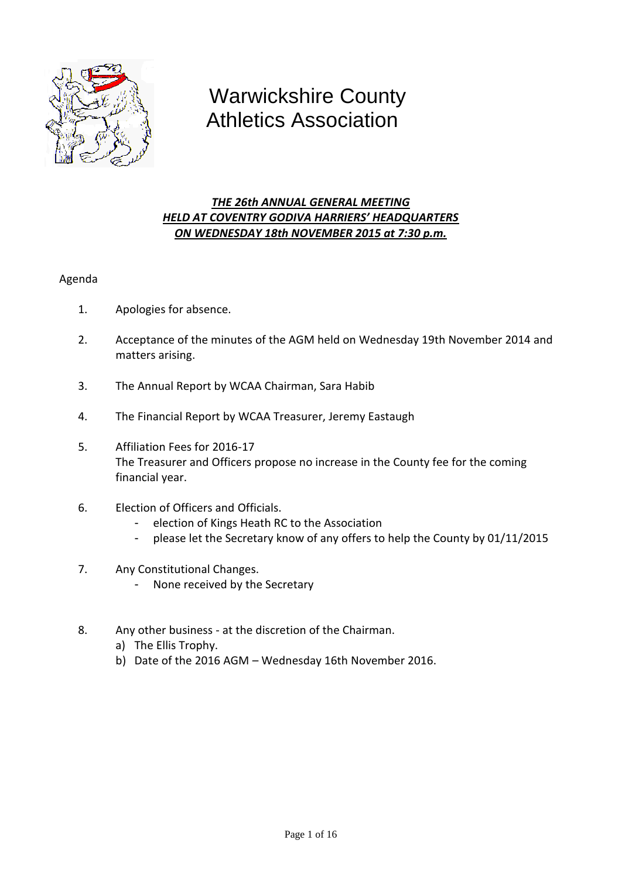# Warwickshire County Athletics Association

***THE 26th ANNUAL GENERAL MEETING***
***HELD AT COVENTRY GODIVA HARRIERS' HEADQUARTERS***
***ON WEDNESDAY 18th NOVEMBER 2015 at 7:30 p.m.***

Agenda

1. Apologies for absence.

2. Acceptance of the minutes of the AGM held on Wednesday 19th November 2014 and matters arising.

3. The Annual Report by WCAA Chairman, Sara Habib

4. The Financial Report by WCAA Treasurer, Jeremy Eastaugh

5. Affiliation Fees for 2016-17
   The Treasurer and Officers propose no increase in the County fee for the coming financial year.

6. Election of Officers and Officials.
   - election of Kings Heath RC to the Association
   - please let the Secretary know of any offers to help the County by 01/11/2015

7. Any Constitutional Changes.
   - None received by the Secretary

8. Any other business - at the discretion of the Chairman.
   a) The Ellis Trophy.
   b) Date of the 2016 AGM – Wednesday 16th November 2016.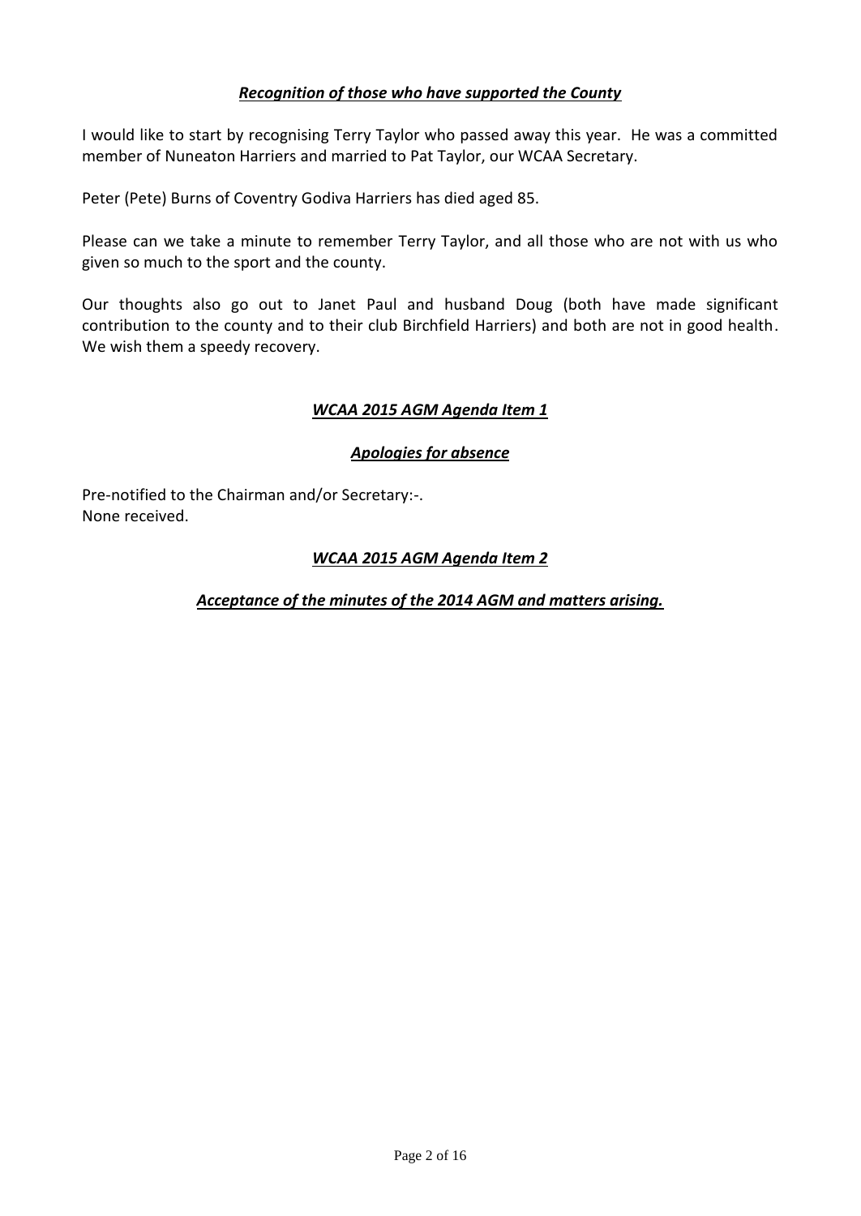***Recognition of those who have supported the County***

I would like to start by recognising Terry Taylor who passed away this year. He was a committed member of Nuneaton Harriers and married to Pat Taylor, our WCAA Secretary.

Peter (Pete) Burns of Coventry Godiva Harriers has died aged 85.

Please can we take a minute to remember Terry Taylor, and all those who are not with us who given so much to the sport and the county.

Our thoughts also go out to Janet Paul and husband Doug (both have made significant contribution to the county and to their club Birchfield Harriers) and both are not in good health. We wish them a speedy recovery.

***WCAA 2015 AGM Agenda Item 1***

***Apologies for absence***

Pre-notified to the Chairman and/or Secretary:-.
None received.

***WCAA 2015 AGM Agenda Item 2***

***Acceptance of the minutes of the 2014 AGM and matters arising.***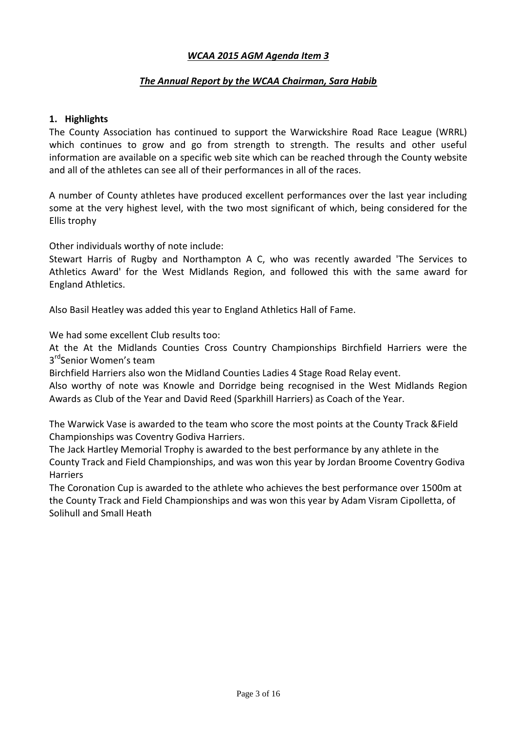***WCAA 2015 AGM Agenda Item 3***

***The Annual Report by the WCAA Chairman, Sara Habib***

**1. Highlights**

The County Association has continued to support the Warwickshire Road Race League (WRRL) which continues to grow and go from strength to strength. The results and other useful information are available on a specific web site which can be reached through the County website and all of the athletes can see all of their performances in all of the races.

A number of County athletes have produced excellent performances over the last year including some at the very highest level, with the two most significant of which, being considered for the Ellis trophy

Other individuals worthy of note include:
Stewart Harris of Rugby and Northampton A C, who was recently awarded 'The Services to Athletics Award' for the West Midlands Region, and followed this with the same award for England Athletics.

Also Basil Heatley was added this year to England Athletics Hall of Fame.

We had some excellent Club results too:
At the At the Midlands Counties Cross Country Championships Birchfield Harriers were the 3rd Senior Women's team
Birchfield Harriers also won the Midland Counties Ladies 4 Stage Road Relay event.
Also worthy of note was Knowle and Dorridge being recognised in the West Midlands Region Awards as Club of the Year and David Reed (Sparkhill Harriers) as Coach of the Year.

The Warwick Vase is awarded to the team who score the most points at the County Track &Field Championships was Coventry Godiva Harriers.
The Jack Hartley Memorial Trophy is awarded to the best performance by any athlete in the County Track and Field Championships, and was won this year by Jordan Broome Coventry Godiva Harriers
The Coronation Cup is awarded to the athlete who achieves the best performance over 1500m at the County Track and Field Championships and was won this year by Adam Visram Cipolletta, of Solihull and Small Heath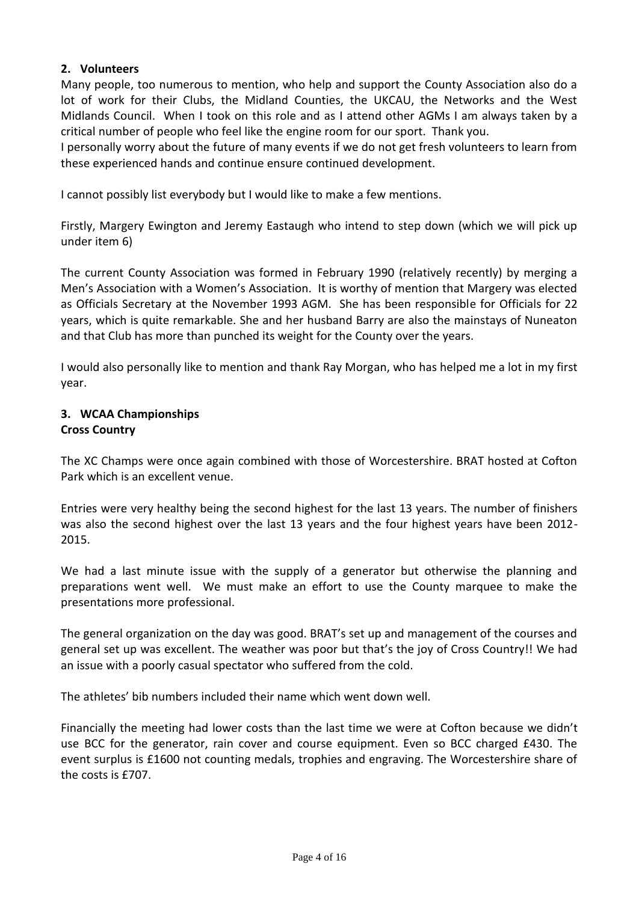## 2. Volunteers

Many people, too numerous to mention, who help and support the County Association also do a lot of work for their Clubs, the Midland Counties, the UKCAU, the Networks and the West Midlands Council. When I took on this role and as I attend other AGMs I am always taken by a critical number of people who feel like the engine room for our sport. Thank you.

I personally worry about the future of many events if we do not get fresh volunteers to learn from these experienced hands and continue ensure continued development.

I cannot possibly list everybody but I would like to make a few mentions.

Firstly, Margery Ewington and Jeremy Eastaugh who intend to step down (which we will pick up under item 6)

The current County Association was formed in February 1990 (relatively recently) by merging a Men's Association with a Women's Association. It is worthy of mention that Margery was elected as Officials Secretary at the November 1993 AGM. She has been responsible for Officials for 22 years, which is quite remarkable. She and her husband Barry are also the mainstays of Nuneaton and that Club has more than punched its weight for the County over the years.

I would also personally like to mention and thank Ray Morgan, who has helped me a lot in my first year.

## 3. WCAA Championships

**Cross Country**

The XC Champs were once again combined with those of Worcestershire. BRAT hosted at Cofton Park which is an excellent venue.

Entries were very healthy being the second highest for the last 13 years. The number of finishers was also the second highest over the last 13 years and the four highest years have been 2012-2015.

We had a last minute issue with the supply of a generator but otherwise the planning and preparations went well. We must make an effort to use the County marquee to make the presentations more professional.

The general organization on the day was good. BRAT's set up and management of the courses and general set up was excellent. The weather was poor but that's the joy of Cross Country!! We had an issue with a poorly casual spectator who suffered from the cold.

The athletes' bib numbers included their name which went down well.

Financially the meeting had lower costs than the last time we were at Cofton because we didn't use BCC for the generator, rain cover and course equipment. Even so BCC charged £430. The event surplus is £1600 not counting medals, trophies and engraving. The Worcestershire share of the costs is £707.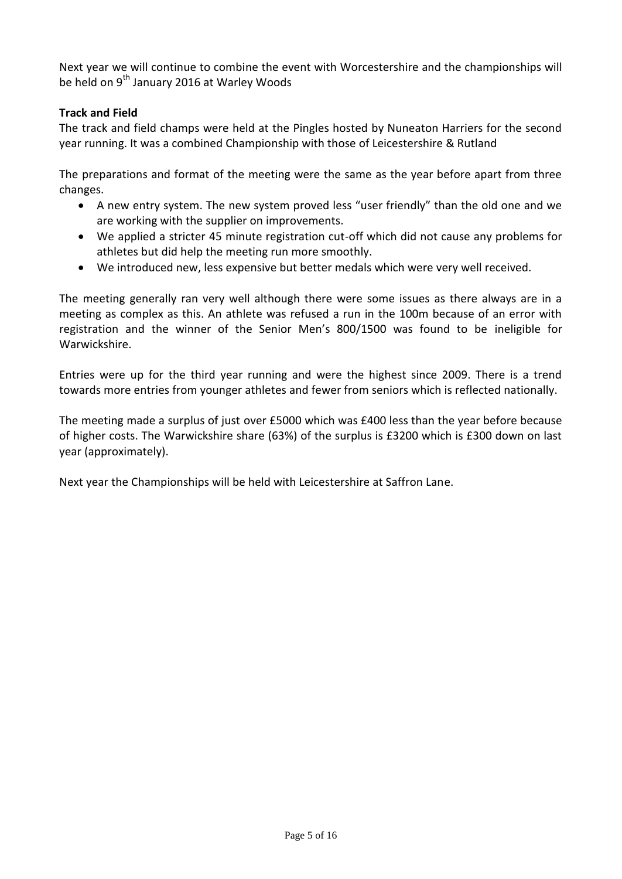Next year we will continue to combine the event with Worcestershire and the championships will be held on 9th January 2016 at Warley Woods

**Track and Field**

The track and field champs were held at the Pingles hosted by Nuneaton Harriers for the second year running. It was a combined Championship with those of Leicestershire & Rutland

The preparations and format of the meeting were the same as the year before apart from three changes.

- A new entry system. The new system proved less "user friendly" than the old one and we are working with the supplier on improvements.
- We applied a stricter 45 minute registration cut-off which did not cause any problems for athletes but did help the meeting run more smoothly.
- We introduced new, less expensive but better medals which were very well received.

The meeting generally ran very well although there were some issues as there always are in a meeting as complex as this. An athlete was refused a run in the 100m because of an error with registration and the winner of the Senior Men's 800/1500 was found to be ineligible for Warwickshire.

Entries were up for the third year running and were the highest since 2009. There is a trend towards more entries from younger athletes and fewer from seniors which is reflected nationally.

The meeting made a surplus of just over £5000 which was £400 less than the year before because of higher costs. The Warwickshire share (63%) of the surplus is £3200 which is £300 down on last year (approximately).

Next year the Championships will be held with Leicestershire at Saffron Lane.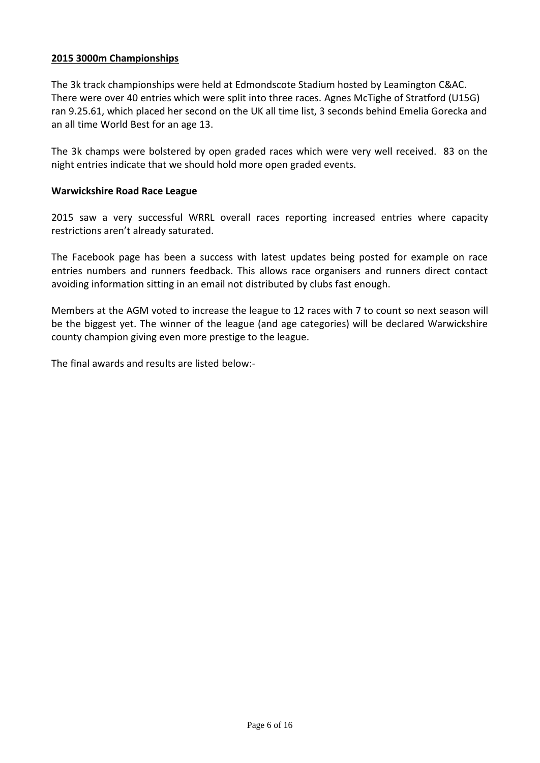**2015 3000m Championships**

The 3k track championships were held at Edmondscote Stadium hosted by Leamington C&AC. There were over 40 entries which were split into three races. Agnes McTighe of Stratford (U15G) ran 9.25.61, which placed her second on the UK all time list, 3 seconds behind Emelia Gorecka and an all time World Best for an age 13.

The 3k champs were bolstered by open graded races which were very well received. 83 on the night entries indicate that we should hold more open graded events.

**Warwickshire Road Race League**

2015 saw a very successful WRRL overall races reporting increased entries where capacity restrictions aren't already saturated.

The Facebook page has been a success with latest updates being posted for example on race entries numbers and runners feedback. This allows race organisers and runners direct contact avoiding information sitting in an email not distributed by clubs fast enough.

Members at the AGM voted to increase the league to 12 races with 7 to count so next season will be the biggest yet. The winner of the league (and age categories) will be declared Warwickshire county champion giving even more prestige to the league.

The final awards and results are listed below:-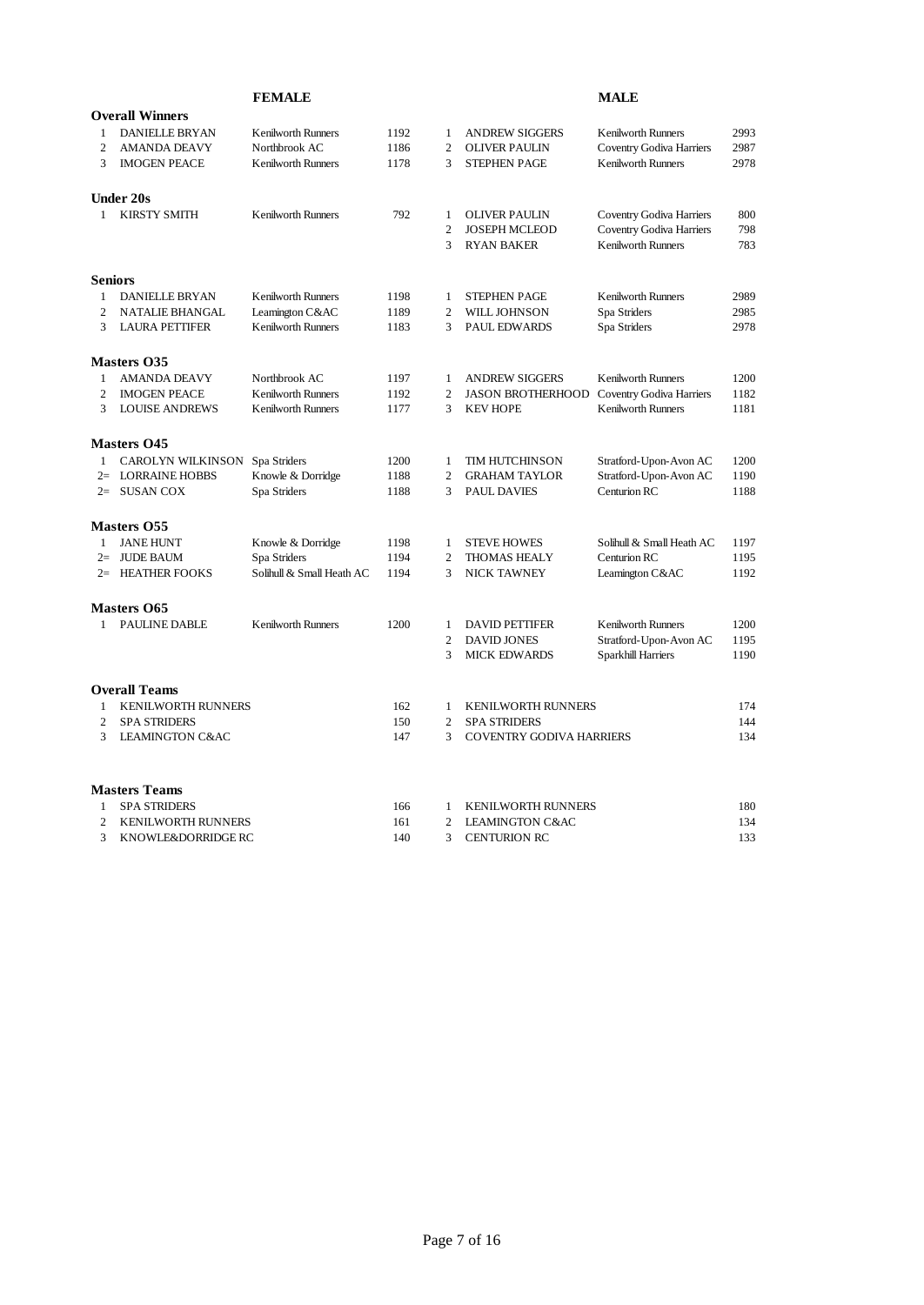| | FEMALE | | | | MALE | | |
|---|---|---|---|---|---|---|---|
| **Overall Winners** | | | | | | | |
| 1 | DANIELLE BRYAN | Kenilworth Runners | 1192 | 1 | ANDREW SIGGERS | Kenilworth Runners | 2993 |
| 2 | AMANDA DEAVY | Northbrook AC | 1186 | 2 | OLIVER PAULIN | Coventry Godiva Harriers | 2987 |
| 3 | IMOGEN PEACE | Kenilworth Runners | 1178 | 3 | STEPHEN PAGE | Kenilworth Runners | 2978 |
| **Under 20s** | | | | | | | |
| 1 | KIRSTY SMITH | Kenilworth Runners | 792 | 1 | OLIVER PAULIN | Coventry Godiva Harriers | 800 |
| | | | | 2 | JOSEPH MCLEOD | Coventry Godiva Harriers | 798 |
| | | | | 3 | RYAN BAKER | Kenilworth Runners | 783 |
| **Seniors** | | | | | | | |
| 1 | DANIELLE BRYAN | Kenilworth Runners | 1198 | 1 | STEPHEN PAGE | Kenilworth Runners | 2989 |
| 2 | NATALIE BHANGAL | Leamington C&AC | 1189 | 2 | WILL JOHNSON | Spa Striders | 2985 |
| 3 | LAURA PETTIFER | Kenilworth Runners | 1183 | 3 | PAUL EDWARDS | Spa Striders | 2978 |
| **Masters O35** | | | | | | | |
| 1 | AMANDA DEAVY | Northbrook AC | 1197 | 1 | ANDREW SIGGERS | Kenilworth Runners | 1200 |
| 2 | IMOGEN PEACE | Kenilworth Runners | 1192 | 2 | JASON BROTHERHOOD | Coventry Godiva Harriers | 1182 |
| 3 | LOUISE ANDREWS | Kenilworth Runners | 1177 | 3 | KEV HOPE | Kenilworth Runners | 1181 |
| **Masters O45** | | | | | | | |
| 1 | CAROLYN WILKINSON | Spa Striders | 1200 | 1 | TIM HUTCHINSON | Stratford-Upon-Avon AC | 1200 |
| 2= | LORRAINE HOBBS | Knowle & Dorridge | 1188 | 2 | GRAHAM TAYLOR | Stratford-Upon-Avon AC | 1190 |
| 2= | SUSAN COX | Spa Striders | 1188 | 3 | PAUL DAVIES | Centurion RC | 1188 |
| **Masters O55** | | | | | | | |
| 1 | JANE HUNT | Knowle & Dorridge | 1198 | 1 | STEVE HOWES | Solihull & Small Heath AC | 1197 |
| 2= | JUDE BAUM | Spa Striders | 1194 | 2 | THOMAS HEALY | Centurion RC | 1195 |
| 2= | HEATHER FOOKS | Solihull & Small Heath AC | 1194 | 3 | NICK TAWNEY | Leamington C&AC | 1192 |
| **Masters O65** | | | | | | | |
| 1 | PAULINE DABLE | Kenilworth Runners | 1200 | 1 | DAVID PETTIFER | Kenilworth Runners | 1200 |
| | | | | 2 | DAVID JONES | Stratford-Upon-Avon AC | 1195 |
| | | | | 3 | MICK EDWARDS | Sparkhill Harriers | 1190 |
| **Overall Teams** | | | | | | | |
| 1 | KENILWORTH RUNNERS | | 162 | 1 | KENILWORTH RUNNERS | | 174 |
| 2 | SPA STRIDERS | | 150 | 2 | SPA STRIDERS | | 144 |
| 3 | LEAMINGTON C&AC | | 147 | 3 | COVENTRY GODIVA HARRIERS | | 134 |
| **Masters Teams** | | | | | | | |
| 1 | SPA STRIDERS | | 166 | 1 | KENILWORTH RUNNERS | | 180 |
| 2 | KENILWORTH RUNNERS | | 161 | 2 | LEAMINGTON C&AC | | 134 |
| 3 | KNOWLE&DORRIDGE RC | | 140 | 3 | CENTURION RC | | 133 |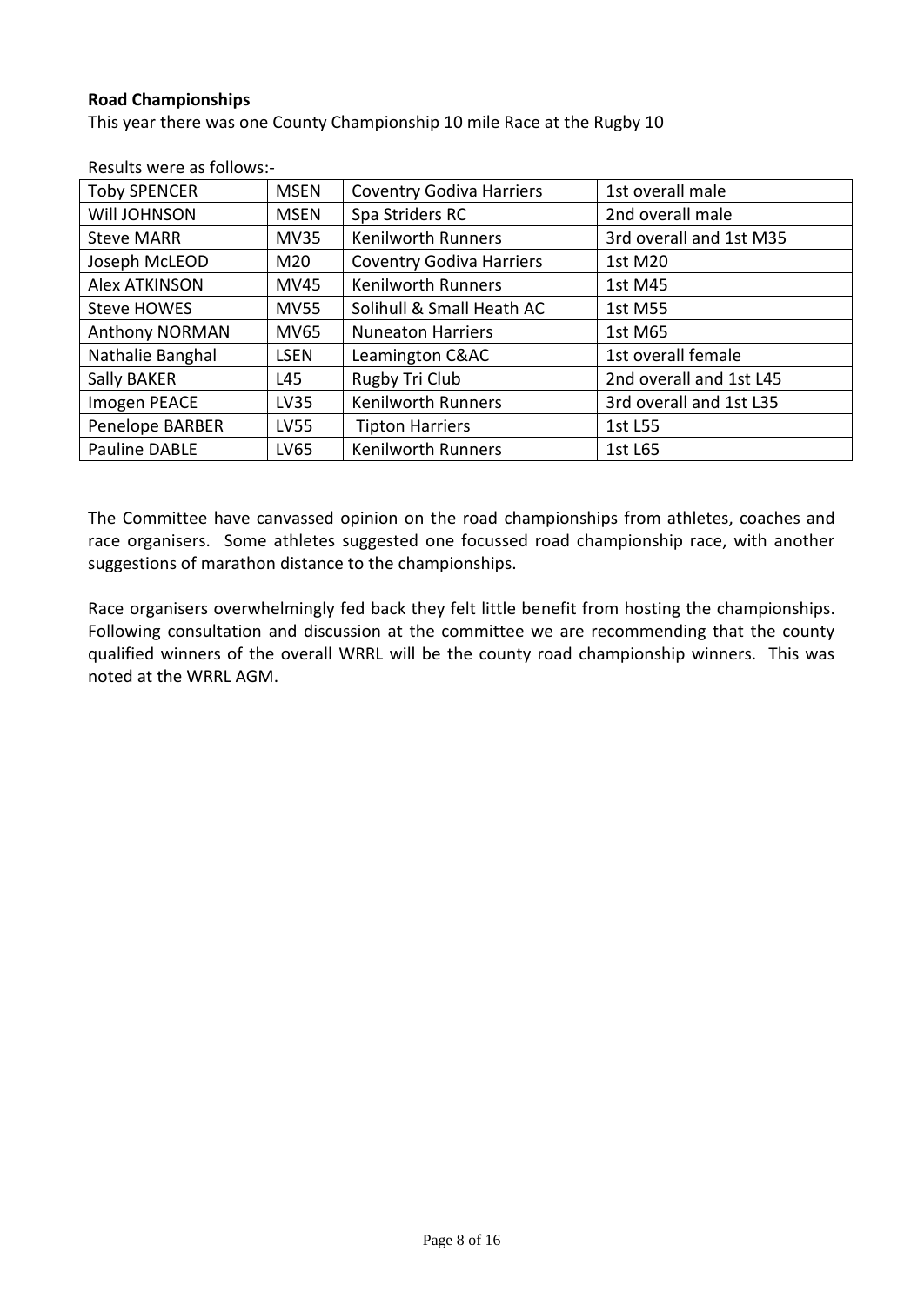**Road Championships**

This year there was one County Championship 10 mile Race at the Rugby 10

Results were as follows:-

| Toby SPENCER | MSEN | Coventry Godiva Harriers | 1st overall male |
|---|---|---|---|
| Will JOHNSON | MSEN | Spa Striders RC | 2nd overall male |
| Steve MARR | MV35 | Kenilworth Runners | 3rd overall and 1st M35 |
| Joseph McLEOD | M20 | Coventry Godiva Harriers | 1st M20 |
| Alex ATKINSON | MV45 | Kenilworth Runners | 1st M45 |
| Steve HOWES | MV55 | Solihull & Small Heath AC | 1st M55 |
| Anthony NORMAN | MV65 | Nuneaton Harriers | 1st M65 |
| Nathalie Banghal | LSEN | Leamington C&AC | 1st overall female |
| Sally BAKER | L45 | Rugby Tri Club | 2nd overall and 1st L45 |
| Imogen PEACE | LV35 | Kenilworth Runners | 3rd overall and 1st L35 |
| Penelope BARBER | LV55 | Tipton Harriers | 1st L55 |
| Pauline DABLE | LV65 | Kenilworth Runners | 1st L65 |

The Committee have canvassed opinion on the road championships from athletes, coaches and race organisers. Some athletes suggested one focussed road championship race, with another suggestions of marathon distance to the championships.

Race organisers overwhelmingly fed back they felt little benefit from hosting the championships. Following consultation and discussion at the committee we are recommending that the county qualified winners of the overall WRRL will be the county road championship winners. This was noted at the WRRL AGM.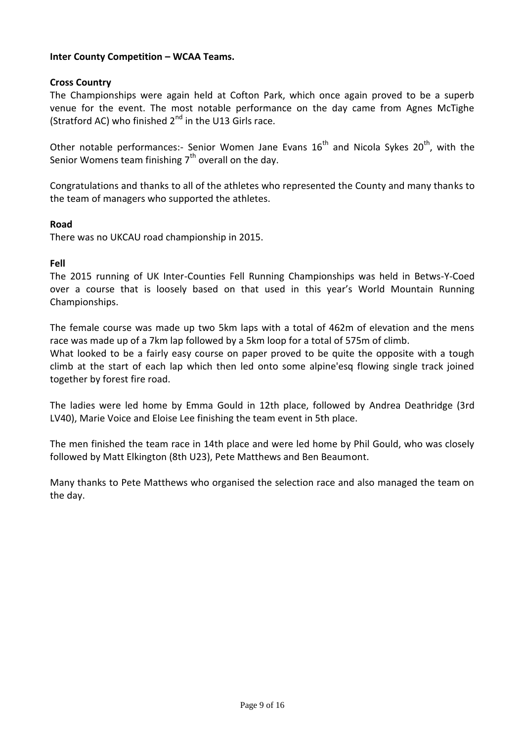**Inter County Competition – WCAA Teams.**

**Cross Country**

The Championships were again held at Cofton Park, which once again proved to be a superb venue for the event. The most notable performance on the day came from Agnes McTighe (Stratford AC) who finished 2nd in the U13 Girls race.

Other notable performances:- Senior Women Jane Evans 16th and Nicola Sykes 20th, with the Senior Womens team finishing 7th overall on the day.

Congratulations and thanks to all of the athletes who represented the County and many thanks to the team of managers who supported the athletes.

**Road**

There was no UKCAU road championship in 2015.

**Fell**

The 2015 running of UK Inter-Counties Fell Running Championships was held in Betws-Y-Coed over a course that is loosely based on that used in this year's World Mountain Running Championships.

The female course was made up two 5km laps with a total of 462m of elevation and the mens race was made up of a 7km lap followed by a 5km loop for a total of 575m of climb.

What looked to be a fairly easy course on paper proved to be quite the opposite with a tough climb at the start of each lap which then led onto some alpine'esq flowing single track joined together by forest fire road.

The ladies were led home by Emma Gould in 12th place, followed by Andrea Deathridge (3rd LV40), Marie Voice and Eloise Lee finishing the team event in 5th place.

The men finished the team race in 14th place and were led home by Phil Gould, who was closely followed by Matt Elkington (8th U23), Pete Matthews and Ben Beaumont.

Many thanks to Pete Matthews who organised the selection race and also managed the team on the day.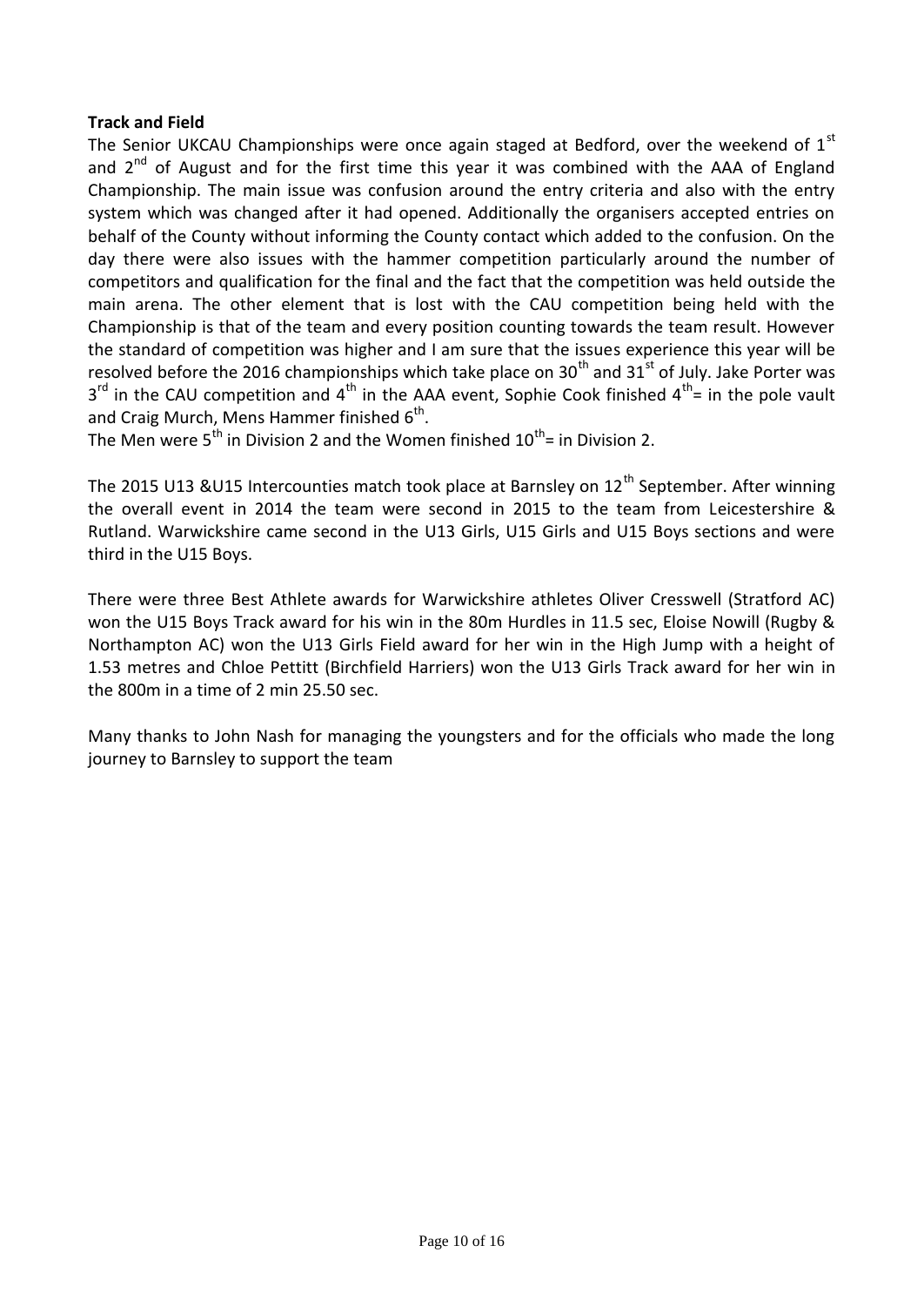**Track and Field**

The Senior UKCAU Championships were once again staged at Bedford, over the weekend of $1^{st}$ and $2^{nd}$ of August and for the first time this year it was combined with the AAA of England Championship. The main issue was confusion around the entry criteria and also with the entry system which was changed after it had opened. Additionally the organisers accepted entries on behalf of the County without informing the County contact which added to the confusion. On the day there were also issues with the hammer competition particularly around the number of competitors and qualification for the final and the fact that the competition was held outside the main arena. The other element that is lost with the CAU competition being held with the Championship is that of the team and every position counting towards the team result. However the standard of competition was higher and I am sure that the issues experience this year will be resolved before the 2016 championships which take place on $30^{th}$ and $31^{st}$ of July. Jake Porter was $3^{rd}$ in the CAU competition and $4^{th}$ in the AAA event, Sophie Cook finished $4^{th}$= in the pole vault and Craig Murch, Mens Hammer finished $6^{th}$.

The Men were $5^{th}$ in Division 2 and the Women finished $10^{th}$= in Division 2.

The 2015 U13 &U15 Intercounties match took place at Barnsley on $12^{th}$ September. After winning the overall event in 2014 the team were second in 2015 to the team from Leicestershire & Rutland. Warwickshire came second in the U13 Girls, U15 Girls and U15 Boys sections and were third in the U15 Boys.

There were three Best Athlete awards for Warwickshire athletes Oliver Cresswell (Stratford AC) won the U15 Boys Track award for his win in the 80m Hurdles in 11.5 sec, Eloise Nowill (Rugby & Northampton AC) won the U13 Girls Field award for her win in the High Jump with a height of 1.53 metres and Chloe Pettitt (Birchfield Harriers) won the U13 Girls Track award for her win in the 800m in a time of 2 min 25.50 sec.

Many thanks to John Nash for managing the youngsters and for the officials who made the long journey to Barnsley to support the team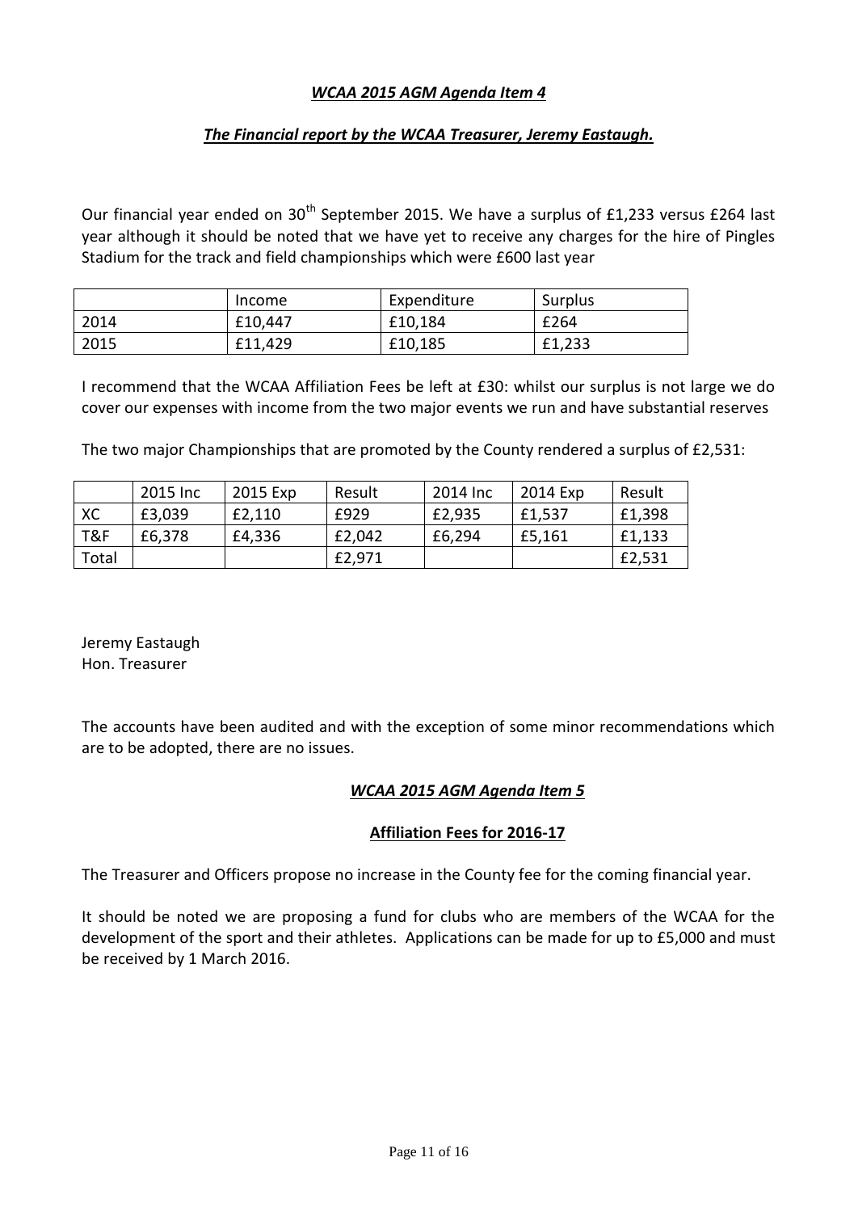## *WCAA 2015 AGM Agenda Item 4*

### *The Financial report by the WCAA Treasurer, Jeremy Eastaugh.*

Our financial year ended on 30th September 2015. We have a surplus of £1,233 versus £264 last year although it should be noted that we have yet to receive any charges for the hire of Pingles Stadium for the track and field championships which were £600 last year

| | Income | Expenditure | Surplus |
|---|---|---|---|
| 2014 | £10,447 | £10,184 | £264 |
| 2015 | £11,429 | £10,185 | £1,233 |

I recommend that the WCAA Affiliation Fees be left at £30: whilst our surplus is not large we do cover our expenses with income from the two major events we run and have substantial reserves

The two major Championships that are promoted by the County rendered a surplus of £2,531:

| | 2015 Inc | 2015 Exp | Result | 2014 Inc | 2014 Exp | Result |
|---|---|---|---|---|---|---|
| XC | £3,039 | £2,110 | £929 | £2,935 | £1,537 | £1,398 |
| T&F | £6,378 | £4,336 | £2,042 | £6,294 | £5,161 | £1,133 |
| Total | | | £2,971 | | | £2,531 |

Jeremy Eastaugh
Hon. Treasurer

The accounts have been audited and with the exception of some minor recommendations which are to be adopted, there are no issues.

## *WCAA 2015 AGM Agenda Item 5*

### **Affiliation Fees for 2016-17**

The Treasurer and Officers propose no increase in the County fee for the coming financial year.

It should be noted we are proposing a fund for clubs who are members of the WCAA for the development of the sport and their athletes. Applications can be made for up to £5,000 and must be received by 1 March 2016.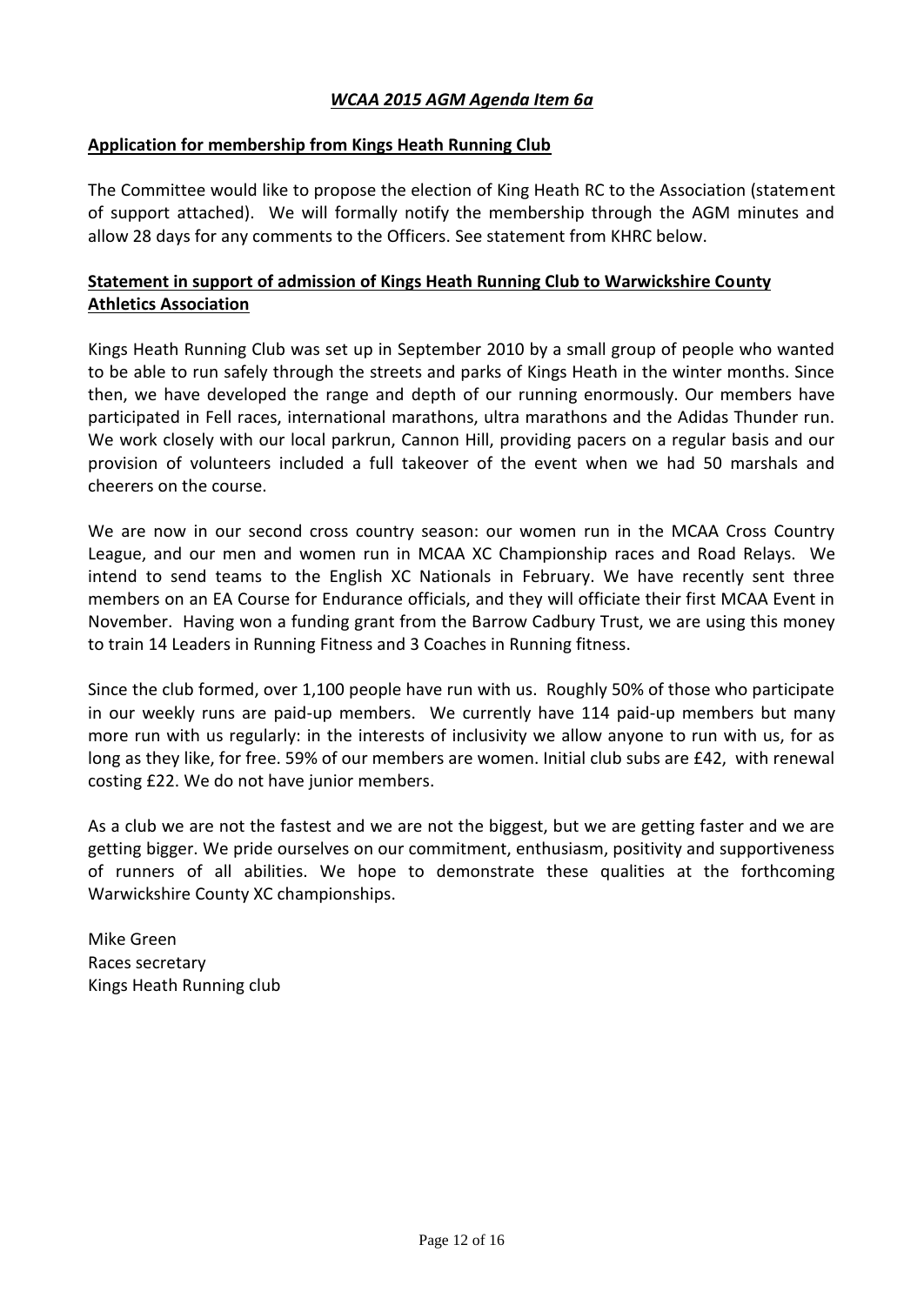***WCAA 2015 AGM Agenda Item 6a***

**Application for membership from Kings Heath Running Club**

The Committee would like to propose the election of King Heath RC to the Association (statement of support attached). We will formally notify the membership through the AGM minutes and allow 28 days for any comments to the Officers. See statement from KHRC below.

**Statement in support of admission of Kings Heath Running Club to Warwickshire County Athletics Association**

Kings Heath Running Club was set up in September 2010 by a small group of people who wanted to be able to run safely through the streets and parks of Kings Heath in the winter months. Since then, we have developed the range and depth of our running enormously. Our members have participated in Fell races, international marathons, ultra marathons and the Adidas Thunder run. We work closely with our local parkrun, Cannon Hill, providing pacers on a regular basis and our provision of volunteers included a full takeover of the event when we had 50 marshals and cheerers on the course.

We are now in our second cross country season: our women run in the MCAA Cross Country League, and our men and women run in MCAA XC Championship races and Road Relays. We intend to send teams to the English XC Nationals in February. We have recently sent three members on an EA Course for Endurance officials, and they will officiate their first MCAA Event in November. Having won a funding grant from the Barrow Cadbury Trust, we are using this money to train 14 Leaders in Running Fitness and 3 Coaches in Running fitness.

Since the club formed, over 1,100 people have run with us. Roughly 50% of those who participate in our weekly runs are paid-up members. We currently have 114 paid-up members but many more run with us regularly: in the interests of inclusivity we allow anyone to run with us, for as long as they like, for free. 59% of our members are women. Initial club subs are £42, with renewal costing £22. We do not have junior members.

As a club we are not the fastest and we are not the biggest, but we are getting faster and we are getting bigger. We pride ourselves on our commitment, enthusiasm, positivity and supportiveness of runners of all abilities. We hope to demonstrate these qualities at the forthcoming Warwickshire County XC championships.

Mike Green
Races secretary
Kings Heath Running club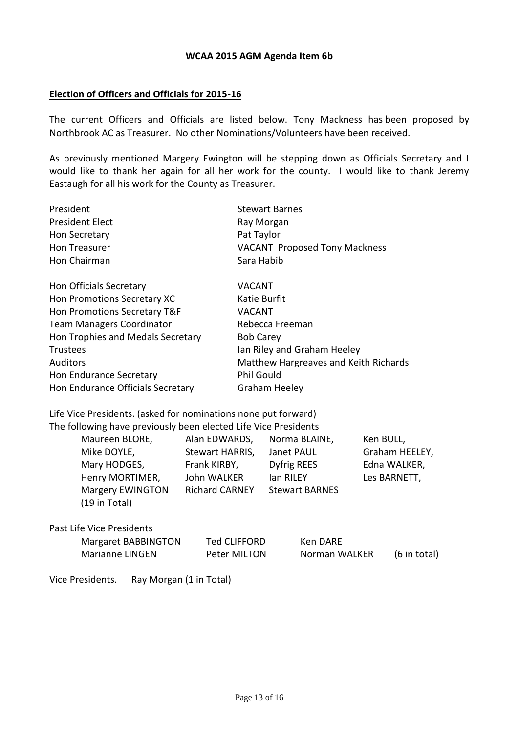**WCAA 2015 AGM Agenda Item 6b**

## Election of Officers and Officials for 2015-16

The current Officers and Officials are listed below. Tony Mackness has been proposed by Northbrook AC as Treasurer. No other Nominations/Volunteers have been received.

As previously mentioned Margery Ewington will be stepping down as Officials Secretary and I would like to thank her again for all her work for the county. I would like to thank Jeremy Eastaugh for all his work for the County as Treasurer.

| | |
|---|---|
| President | Stewart Barnes |
| President Elect | Ray Morgan |
| Hon Secretary | Pat Taylor |
| Hon Treasurer | VACANT Proposed Tony Mackness |
| Hon Chairman | Sara Habib |

| | |
|---|---|
| Hon Officials Secretary | VACANT |
| Hon Promotions Secretary XC | Katie Burfit |
| Hon Promotions Secretary T&F | VACANT |
| Team Managers Coordinator | Rebecca Freeman |
| Hon Trophies and Medals Secretary | Bob Carey |
| Trustees | Ian Riley and Graham Heeley |
| Auditors | Matthew Hargreaves and Keith Richards |
| Hon Endurance Secretary | Phil Gould |
| Hon Endurance Officials Secretary | Graham Heeley |

Life Vice Presidents. (asked for nominations none put forward)
The following have previously been elected Life Vice Presidents

| | | | |
|---|---|---|---|
| Maureen BLORE, | Alan EDWARDS, | Norma BLAINE, | Ken BULL, |
| Mike DOYLE, | Stewart HARRIS, | Janet PAUL | Graham HEELEY, |
| Mary HODGES, | Frank KIRBY, | Dyfrig REES | Edna WALKER, |
| Henry MORTIMER, | John WALKER | Ian RILEY | Les BARNETT, |
| Margery EWINGTON | Richard CARNEY | Stewart BARNES | |
| (19 in Total) | | | |

Past Life Vice Presidents

| | | | |
|---|---|---|---|
| Margaret BABBINGTON | Ted CLIFFORD | Ken DARE | |
| Marianne LINGEN | Peter MILTON | Norman WALKER | (6 in total) |

Vice Presidents. Ray Morgan (1 in Total)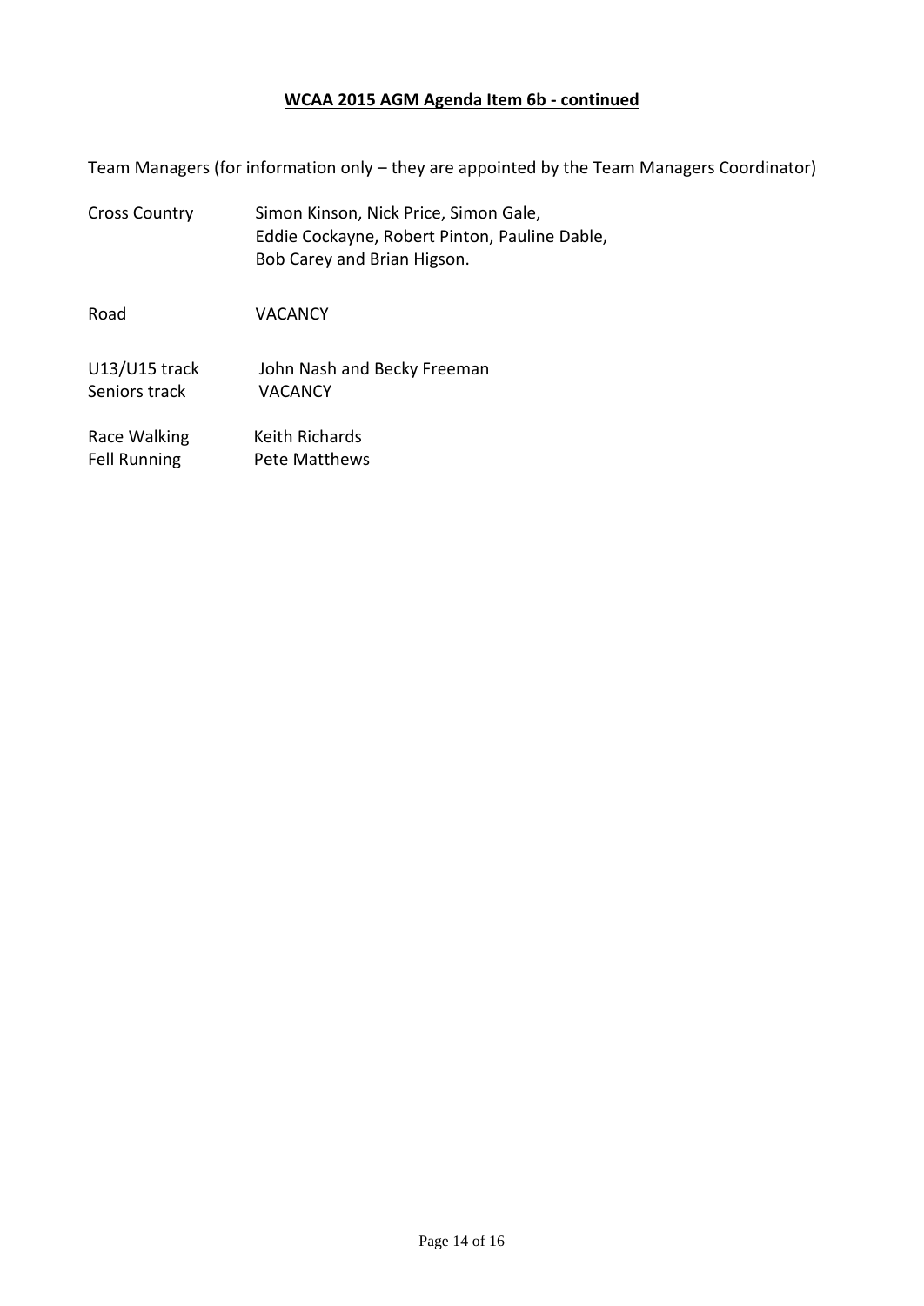**WCAA 2015 AGM Agenda Item 6b - continued**

Team Managers (for information only – they are appointed by the Team Managers Coordinator)

| | |
|---|---|
| Cross Country | Simon Kinson, Nick Price, Simon Gale, Eddie Cockayne, Robert Pinton, Pauline Dable, Bob Carey and Brian Higson. |
| Road | VACANCY |
| U13/U15 track | John Nash and Becky Freeman |
| Seniors track | VACANCY |
| Race Walking | Keith Richards |
| Fell Running | Pete Matthews |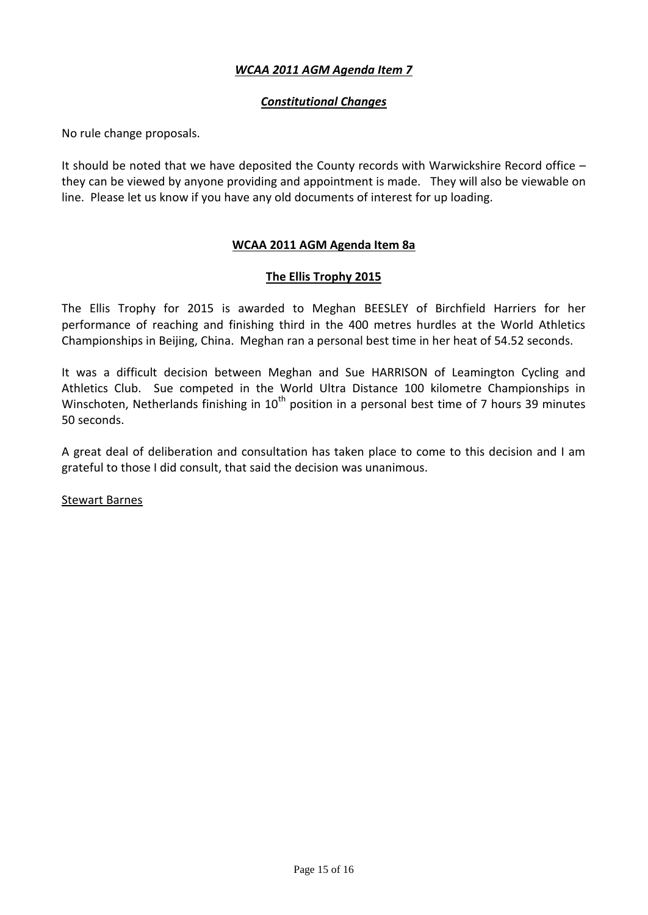## ***WCAA 2011 AGM Agenda Item 7***

### ***Constitutional Changes***

No rule change proposals.

It should be noted that we have deposited the County records with Warwickshire Record office – they can be viewed by anyone providing and appointment is made. They will also be viewable on line. Please let us know if you have any old documents of interest for up loading.

## **WCAA 2011 AGM Agenda Item 8a**

### **The Ellis Trophy 2015**

The Ellis Trophy for 2015 is awarded to Meghan BEESLEY of Birchfield Harriers for her performance of reaching and finishing third in the 400 metres hurdles at the World Athletics Championships in Beijing, China. Meghan ran a personal best time in her heat of 54.52 seconds.

It was a difficult decision between Meghan and Sue HARRISON of Leamington Cycling and Athletics Club. Sue competed in the World Ultra Distance 100 kilometre Championships in Winschoten, Netherlands finishing in 10th position in a personal best time of 7 hours 39 minutes 50 seconds.

A great deal of deliberation and consultation has taken place to come to this decision and I am grateful to those I did consult, that said the decision was unanimous.

Stewart Barnes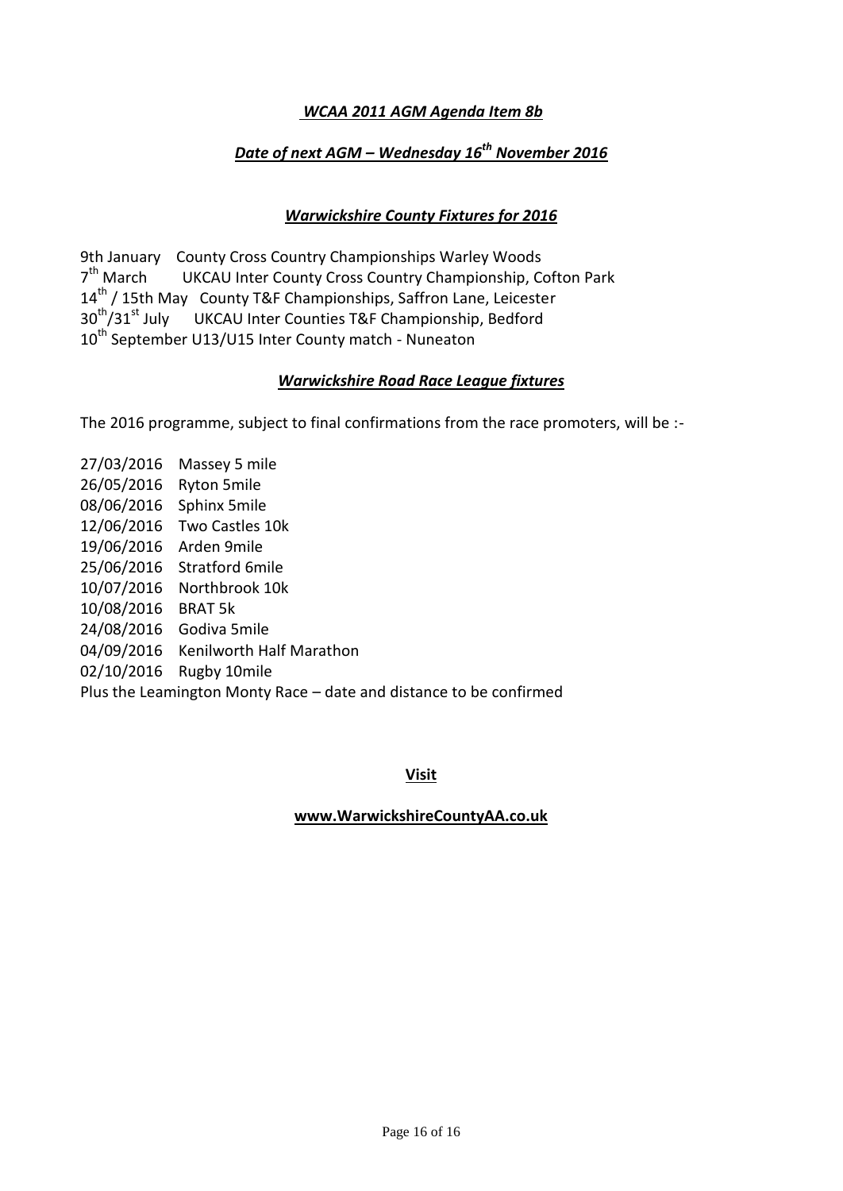***WCAA 2011 AGM Agenda Item 8b***

***Date of next AGM – Wednesday 16th November 2016***

***Warwickshire County Fixtures for 2016***

9th January County Cross Country Championships Warley Woods  
7th March UKCAU Inter County Cross Country Championship, Cofton Park  
14th / 15th May County T&F Championships, Saffron Lane, Leicester  
30th/31st July UKCAU Inter Counties T&F Championship, Bedford  
10th September U13/U15 Inter County match - Nuneaton

***Warwickshire Road Race League fixtures***

The 2016 programme, subject to final confirmations from the race promoters, will be :-

27/03/2016 Massey 5 mile  
26/05/2016 Ryton 5mile  
08/06/2016 Sphinx 5mile  
12/06/2016 Two Castles 10k  
19/06/2016 Arden 9mile  
25/06/2016 Stratford 6mile  
10/07/2016 Northbrook 10k  
10/08/2016 BRAT 5k  
24/08/2016 Godiva 5mile  
04/09/2016 Kenilworth Half Marathon  
02/10/2016 Rugby 10mile  
Plus the Leamington Monty Race – date and distance to be confirmed

**Visit**

**www.WarwickshireCountyAA.co.uk**